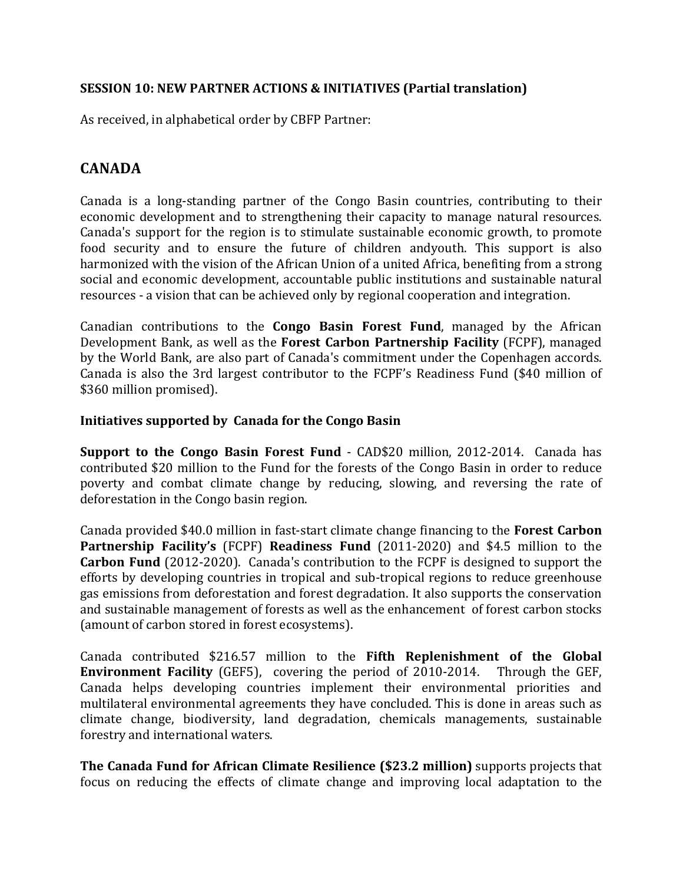**SESSION 10: NEW PARTNER ACTIONS & INITIATIVES (Partial translation)**

As received, in alphabetical order by CBFP Partner:

## CANADA

Canada is a long-standing partner of the Congo Basin countries, contributing to their economic development and to strengthening their capacity to manage natural resources. Canada's support for the region is to stimulate sustainable economic growth, to promote food security and to ensure the future of children andyouth. This support is also harmonized with the vision of the African Union of a united Africa, benefiting from a strong social and economic development, accountable public institutions and sustainable natural resources - a vision that can be achieved only by regional cooperation and integration.

Canadian contributions to the **Congo Basin Forest Fund**, managed by the African Development Bank, as well as the **Forest Carbon Partnership Facility** (FCPF), managed by the World Bank, are also part of Canada's commitment under the Copenhagen accords. Canada is also the 3rd largest contributor to the FCPF's Readiness Fund ($40 million of $360 million promised).

### Initiatives supported by Canada for the Congo Basin

**Support to the Congo Basin Forest Fund** - CAD$20 million, 2012-2014. Canada has contributed $20 million to the Fund for the forests of the Congo Basin in order to reduce poverty and combat climate change by reducing, slowing, and reversing the rate of deforestation in the Congo basin region.

Canada provided $40.0 million in fast-start climate change financing to the **Forest Carbon Partnership Facility's** (FCPF) **Readiness Fund** (2011-2020) and $4.5 million to the **Carbon Fund** (2012-2020). Canada's contribution to the FCPF is designed to support the efforts by developing countries in tropical and sub-tropical regions to reduce greenhouse gas emissions from deforestation and forest degradation. It also supports the conservation and sustainable management of forests as well as the enhancement of forest carbon stocks (amount of carbon stored in forest ecosystems).

Canada contributed $216.57 million to the **Fifth Replenishment of the Global Environment Facility** (GEF5), covering the period of 2010-2014. Through the GEF, Canada helps developing countries implement their environmental priorities and multilateral environmental agreements they have concluded. This is done in areas such as climate change, biodiversity, land degradation, chemicals managements, sustainable forestry and international waters.

**The Canada Fund for African Climate Resilience ($23.2 million)** supports projects that focus on reducing the effects of climate change and improving local adaptation to the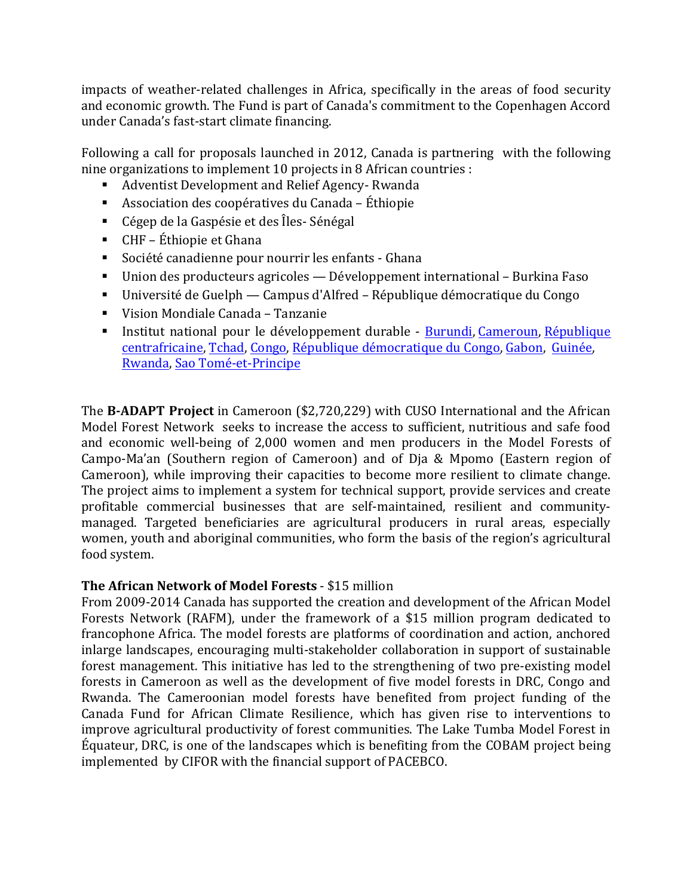impacts of weather-related challenges in Africa, specifically in the areas of food security and economic growth. The Fund is part of Canada's commitment to the Copenhagen Accord under Canada's fast-start climate financing.

Following a call for proposals launched in 2012, Canada is partnering with the following nine organizations to implement 10 projects in 8 African countries :

- Adventist Development and Relief Agency- Rwanda
- Association des coopératives du Canada – Éthiopie
- Cégep de la Gaspésie et des Îles- Sénégal
- CHF – Éthiopie et Ghana
- Société canadienne pour nourrir les enfants - Ghana
- Union des producteurs agricoles — Développement international – Burkina Faso
- Université de Guelph — Campus d'Alfred – République démocratique du Congo
- Vision Mondiale Canada – Tanzanie
- Institut national pour le développement durable - Burundi, Cameroun, République centrafricaine, Tchad, Congo, République démocratique du Congo, Gabon, Guinée, Rwanda, Sao Tomé-et-Principe

The **B-ADAPT Project** in Cameroon ($2,720,229) with CUSO International and the African Model Forest Network seeks to increase the access to sufficient, nutritious and safe food and economic well-being of 2,000 women and men producers in the Model Forests of Campo-Ma'an (Southern region of Cameroon) and of Dja & Mpomo (Eastern region of Cameroon), while improving their capacities to become more resilient to climate change. The project aims to implement a system for technical support, provide services and create profitable commercial businesses that are self-maintained, resilient and community-managed. Targeted beneficiaries are agricultural producers in rural areas, especially women, youth and aboriginal communities, who form the basis of the region's agricultural food system.

**The African Network of Model Forests** - $15 million

From 2009-2014 Canada has supported the creation and development of the African Model Forests Network (RAFM), under the framework of a $15 million program dedicated to francophone Africa. The model forests are platforms of coordination and action, anchored inlarge landscapes, encouraging multi-stakeholder collaboration in support of sustainable forest management. This initiative has led to the strengthening of two pre-existing model forests in Cameroon as well as the development of five model forests in DRC, Congo and Rwanda. The Cameroonian model forests have benefited from project funding of the Canada Fund for African Climate Resilience, which has given rise to interventions to improve agricultural productivity of forest communities. The Lake Tumba Model Forest in Équateur, DRC, is one of the landscapes which is benefiting from the COBAM project being implemented by CIFOR with the financial support of PACEBCO.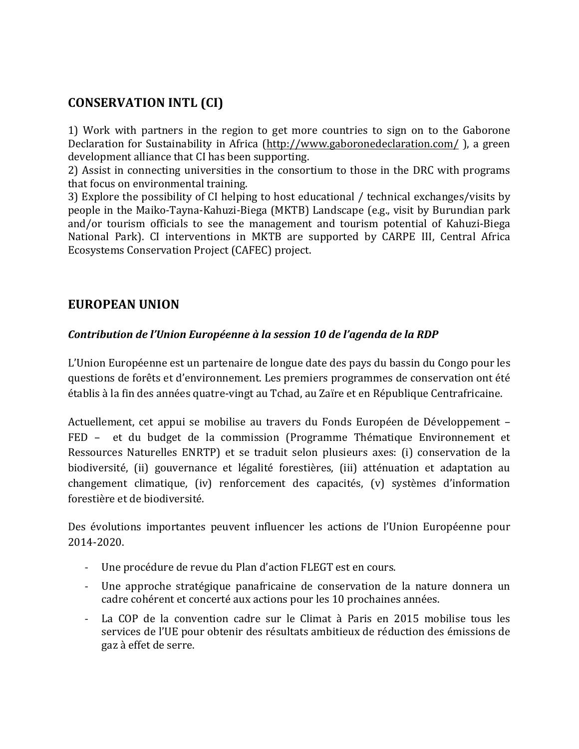## CONSERVATION INTL (CI)

1) Work with partners in the region to get more countries to sign on to the Gaborone Declaration for Sustainability in Africa (http://www.gaboronedeclaration.com/ ), a green development alliance that CI has been supporting.
2) Assist in connecting universities in the consortium to those in the DRC with programs that focus on environmental training.
3) Explore the possibility of CI helping to host educational / technical exchanges/visits by people in the Maiko-Tayna-Kahuzi-Biega (MKTB) Landscape (e.g., visit by Burundian park and/or tourism officials to see the management and tourism potential of Kahuzi-Biega National Park). CI interventions in MKTB are supported by CARPE III, Central Africa Ecosystems Conservation Project (CAFEC) project.

## EUROPEAN UNION

***Contribution de l'Union Européenne à la session 10 de l'agenda de la RDP***

L'Union Européenne est un partenaire de longue date des pays du bassin du Congo pour les questions de forêts et d'environnement. Les premiers programmes de conservation ont été établis à la fin des années quatre-vingt au Tchad, au Zaïre et en République Centrafricaine.

Actuellement, cet appui se mobilise au travers du Fonds Européen de Développement – FED – et du budget de la commission (Programme Thématique Environnement et Ressources Naturelles ENRTP) et se traduit selon plusieurs axes: (i) conservation de la biodiversité, (ii) gouvernance et légalité forestières, (iii) atténuation et adaptation au changement climatique, (iv) renforcement des capacités, (v) systèmes d'information forestière et de biodiversité.

Des évolutions importantes peuvent influencer les actions de l'Union Européenne pour 2014-2020.

- Une procédure de revue du Plan d'action FLEGT est en cours.
- Une approche stratégique panafricaine de conservation de la nature donnera un cadre cohérent et concerté aux actions pour les 10 prochaines années.
- La COP de la convention cadre sur le Climat à Paris en 2015 mobilise tous les services de l'UE pour obtenir des résultats ambitieux de réduction des émissions de gaz à effet de serre.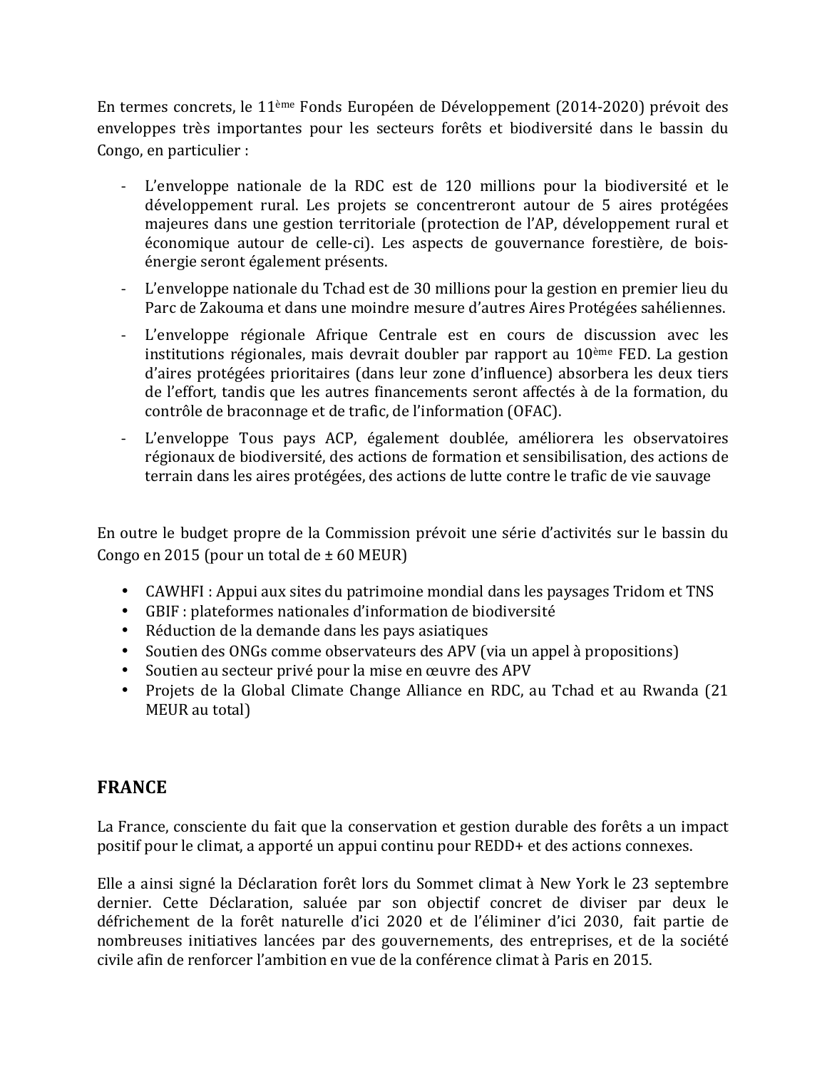En termes concrets, le 11ème Fonds Européen de Développement (2014-2020) prévoit des enveloppes très importantes pour les secteurs forêts et biodiversité dans le bassin du Congo, en particulier :

- L'enveloppe nationale de la RDC est de 120 millions pour la biodiversité et le développement rural. Les projets se concentreront autour de 5 aires protégées majeures dans une gestion territoriale (protection de l'AP, développement rural et économique autour de celle-ci). Les aspects de gouvernance forestière, de bois-énergie seront également présents.
- L'enveloppe nationale du Tchad est de 30 millions pour la gestion en premier lieu du Parc de Zakouma et dans une moindre mesure d'autres Aires Protégées sahéliennes.
- L'enveloppe régionale Afrique Centrale est en cours de discussion avec les institutions régionales, mais devrait doubler par rapport au 10ème FED. La gestion d'aires protégées prioritaires (dans leur zone d'influence) absorbera les deux tiers de l'effort, tandis que les autres financements seront affectés à de la formation, du contrôle de braconnage et de trafic, de l'information (OFAC).
- L'enveloppe Tous pays ACP, également doublée, améliorera les observatoires régionaux de biodiversité, des actions de formation et sensibilisation, des actions de terrain dans les aires protégées, des actions de lutte contre le trafic de vie sauvage

En outre le budget propre de la Commission prévoit une série d'activités sur le bassin du Congo en 2015 (pour un total de ± 60 MEUR)

- CAWHFI : Appui aux sites du patrimoine mondial dans les paysages Tridom et TNS
- GBIF : plateformes nationales d'information de biodiversité
- Réduction de la demande dans les pays asiatiques
- Soutien des ONGs comme observateurs des APV (via un appel à propositions)
- Soutien au secteur privé pour la mise en œuvre des APV
- Projets de la Global Climate Change Alliance en RDC, au Tchad et au Rwanda (21 MEUR au total)

## FRANCE

La France, consciente du fait que la conservation et gestion durable des forêts a un impact positif pour le climat, a apporté un appui continu pour REDD+ et des actions connexes.

Elle a ainsi signé la Déclaration forêt lors du Sommet climat à New York le 23 septembre dernier. Cette Déclaration, saluée par son objectif concret de diviser par deux le défrichement de la forêt naturelle d'ici 2020 et de l'éliminer d'ici 2030, fait partie de nombreuses initiatives lancées par des gouvernements, des entreprises, et de la société civile afin de renforcer l'ambition en vue de la conférence climat à Paris en 2015.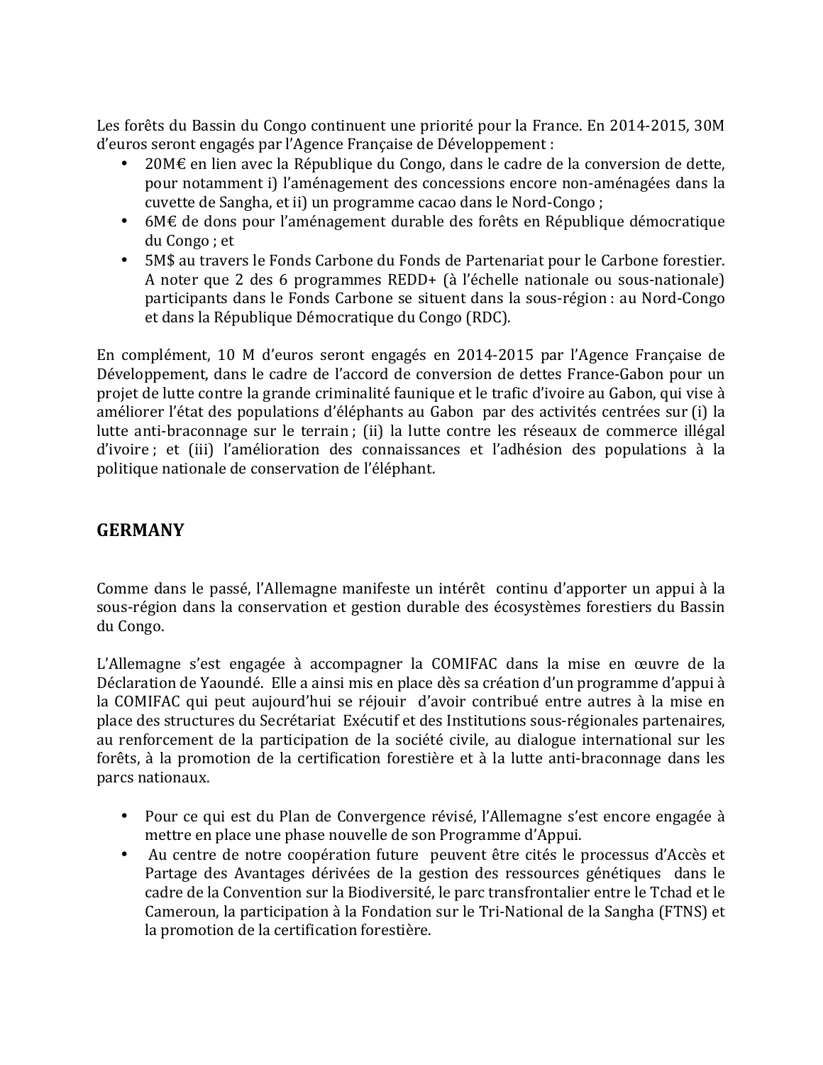Les forêts du Bassin du Congo continuent une priorité pour la France. En 2014-2015, 30M d'euros seront engagés par l'Agence Française de Développement :

- 20M€ en lien avec la République du Congo, dans le cadre de la conversion de dette, pour notamment i) l'aménagement des concessions encore non-aménagées dans la cuvette de Sangha, et ii) un programme cacao dans le Nord-Congo ;
- 6M€ de dons pour l'aménagement durable des forêts en République démocratique du Congo ; et
- 5M$ au travers le Fonds Carbone du Fonds de Partenariat pour le Carbone forestier. A noter que 2 des 6 programmes REDD+ (à l'échelle nationale ou sous-nationale) participants dans le Fonds Carbone se situent dans la sous-région : au Nord-Congo et dans la République Démocratique du Congo (RDC).

En complément, 10 M d'euros seront engagés en 2014-2015 par l'Agence Française de Développement, dans le cadre de l'accord de conversion de dettes France-Gabon pour un projet de lutte contre la grande criminalité faunique et le trafic d'ivoire au Gabon, qui vise à améliorer l'état des populations d'éléphants au Gabon par des activités centrées sur (i) la lutte anti-braconnage sur le terrain ; (ii) la lutte contre les réseaux de commerce illégal d'ivoire ; et (iii) l'amélioration des connaissances et l'adhésion des populations à la politique nationale de conservation de l'éléphant.

## GERMANY

Comme dans le passé, l'Allemagne manifeste un intérêt continu d'apporter un appui à la sous-région dans la conservation et gestion durable des écosystèmes forestiers du Bassin du Congo.

L'Allemagne s'est engagée à accompagner la COMIFAC dans la mise en œuvre de la Déclaration de Yaoundé. Elle a ainsi mis en place dès sa création d'un programme d'appui à la COMIFAC qui peut aujourd'hui se réjouir d'avoir contribué entre autres à la mise en place des structures du Secrétariat Exécutif et des Institutions sous-régionales partenaires, au renforcement de la participation de la société civile, au dialogue international sur les forêts, à la promotion de la certification forestière et à la lutte anti-braconnage dans les parcs nationaux.

- Pour ce qui est du Plan de Convergence révisé, l'Allemagne s'est encore engagée à mettre en place une phase nouvelle de son Programme d'Appui.
- Au centre de notre coopération future peuvent être cités le processus d'Accès et Partage des Avantages dérivées de la gestion des ressources génétiques dans le cadre de la Convention sur la Biodiversité, le parc transfrontalier entre le Tchad et le Cameroun, la participation à la Fondation sur le Tri-National de la Sangha (FTNS) et la promotion de la certification forestière.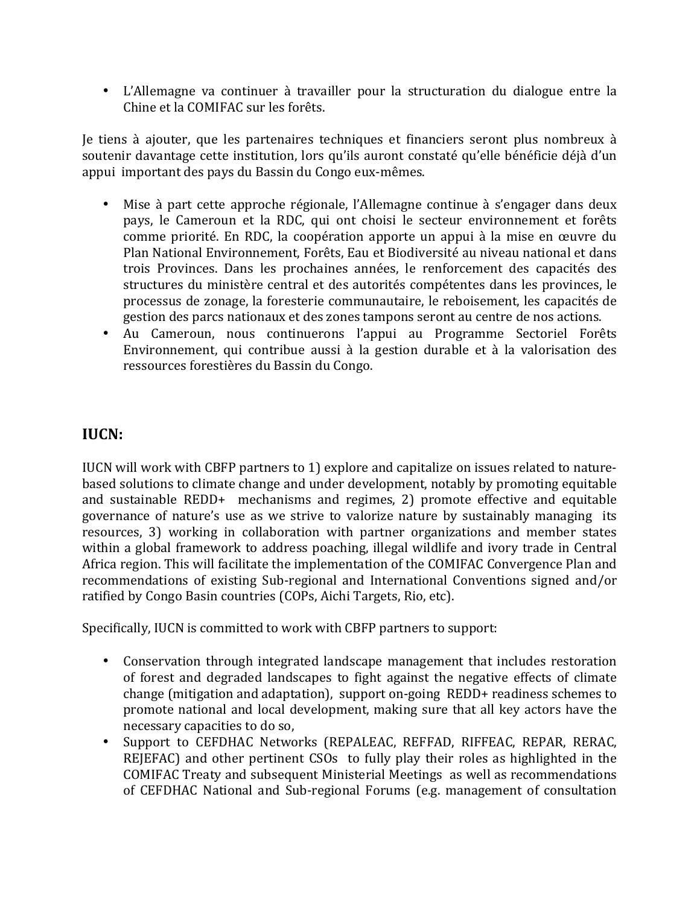- L'Allemagne va continuer à travailler pour la structuration du dialogue entre la Chine et la COMIFAC sur les forêts.

Je tiens à ajouter, que les partenaires techniques et financiers seront plus nombreux à soutenir davantage cette institution, lors qu'ils auront constaté qu'elle bénéficie déjà d'un appui important des pays du Bassin du Congo eux-mêmes.

- Mise à part cette approche régionale, l'Allemagne continue à s'engager dans deux pays, le Cameroun et la RDC, qui ont choisi le secteur environnement et forêts comme priorité. En RDC, la coopération apporte un appui à la mise en œuvre du Plan National Environnement, Forêts, Eau et Biodiversité au niveau national et dans trois Provinces. Dans les prochaines années, le renforcement des capacités des structures du ministère central et des autorités compétentes dans les provinces, le processus de zonage, la foresterie communautaire, le reboisement, les capacités de gestion des parcs nationaux et des zones tampons seront au centre de nos actions.
- Au Cameroun, nous continuerons l'appui au Programme Sectoriel Forêts Environnement, qui contribue aussi à la gestion durable et à la valorisation des ressources forestières du Bassin du Congo.

## IUCN:

IUCN will work with CBFP partners to 1) explore and capitalize on issues related to nature-based solutions to climate change and under development, notably by promoting equitable and sustainable REDD+ mechanisms and regimes, 2) promote effective and equitable governance of nature's use as we strive to valorize nature by sustainably managing its resources, 3) working in collaboration with partner organizations and member states within a global framework to address poaching, illegal wildlife and ivory trade in Central Africa region. This will facilitate the implementation of the COMIFAC Convergence Plan and recommendations of existing Sub-regional and International Conventions signed and/or ratified by Congo Basin countries (COPs, Aichi Targets, Rio, etc).

Specifically, IUCN is committed to work with CBFP partners to support:

- Conservation through integrated landscape management that includes restoration of forest and degraded landscapes to fight against the negative effects of climate change (mitigation and adaptation), support on-going REDD+ readiness schemes to promote national and local development, making sure that all key actors have the necessary capacities to do so,
- Support to CEFDHAC Networks (REPALEAC, REFFAD, RIFFEAC, REPAR, RERAC, REJEFAC) and other pertinent CSOs to fully play their roles as highlighted in the COMIFAC Treaty and subsequent Ministerial Meetings as well as recommendations of CEFDHAC National and Sub-regional Forums (e.g. management of consultation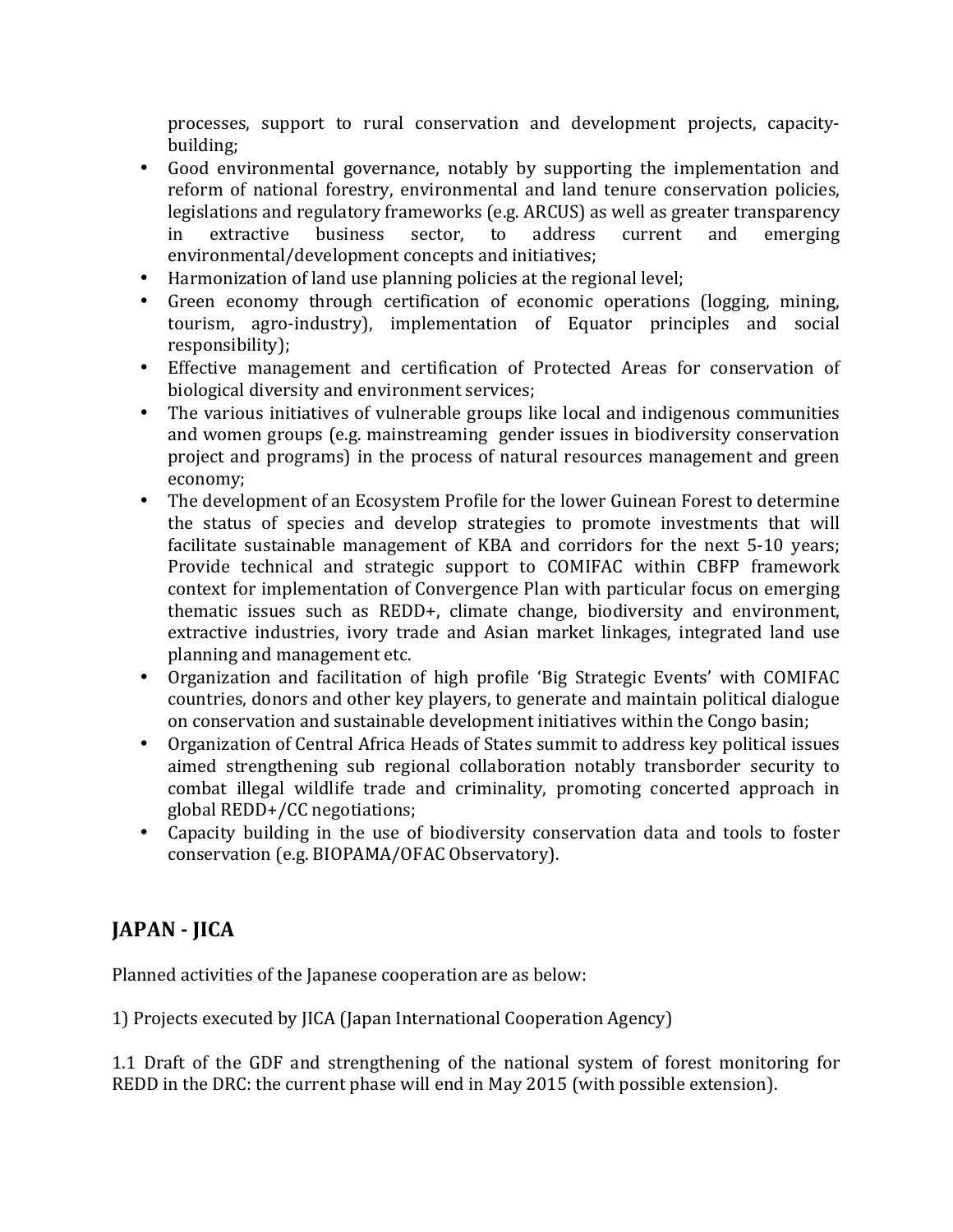processes, support to rural conservation and development projects, capacity-building;

- Good environmental governance, notably by supporting the implementation and reform of national forestry, environmental and land tenure conservation policies, legislations and regulatory frameworks (e.g. ARCUS) as well as greater transparency in extractive business sector, to address current and emerging environmental/development concepts and initiatives;
- Harmonization of land use planning policies at the regional level;
- Green economy through certification of economic operations (logging, mining, tourism, agro-industry), implementation of Equator principles and social responsibility);
- Effective management and certification of Protected Areas for conservation of biological diversity and environment services;
- The various initiatives of vulnerable groups like local and indigenous communities and women groups (e.g. mainstreaming gender issues in biodiversity conservation project and programs) in the process of natural resources management and green economy;
- The development of an Ecosystem Profile for the lower Guinean Forest to determine the status of species and develop strategies to promote investments that will facilitate sustainable management of KBA and corridors for the next 5-10 years; Provide technical and strategic support to COMIFAC within CBFP framework context for implementation of Convergence Plan with particular focus on emerging thematic issues such as REDD+, climate change, biodiversity and environment, extractive industries, ivory trade and Asian market linkages, integrated land use planning and management etc.
- Organization and facilitation of high profile 'Big Strategic Events' with COMIFAC countries, donors and other key players, to generate and maintain political dialogue on conservation and sustainable development initiatives within the Congo basin;
- Organization of Central Africa Heads of States summit to address key political issues aimed strengthening sub regional collaboration notably transborder security to combat illegal wildlife trade and criminality, promoting concerted approach in global REDD+/CC negotiations;
- Capacity building in the use of biodiversity conservation data and tools to foster conservation (e.g. BIOPAMA/OFAC Observatory).

## JAPAN - JICA

Planned activities of the Japanese cooperation are as below:

1) Projects executed by JICA (Japan International Cooperation Agency)

1.1 Draft of the GDF and strengthening of the national system of forest monitoring for REDD in the DRC: the current phase will end in May 2015 (with possible extension).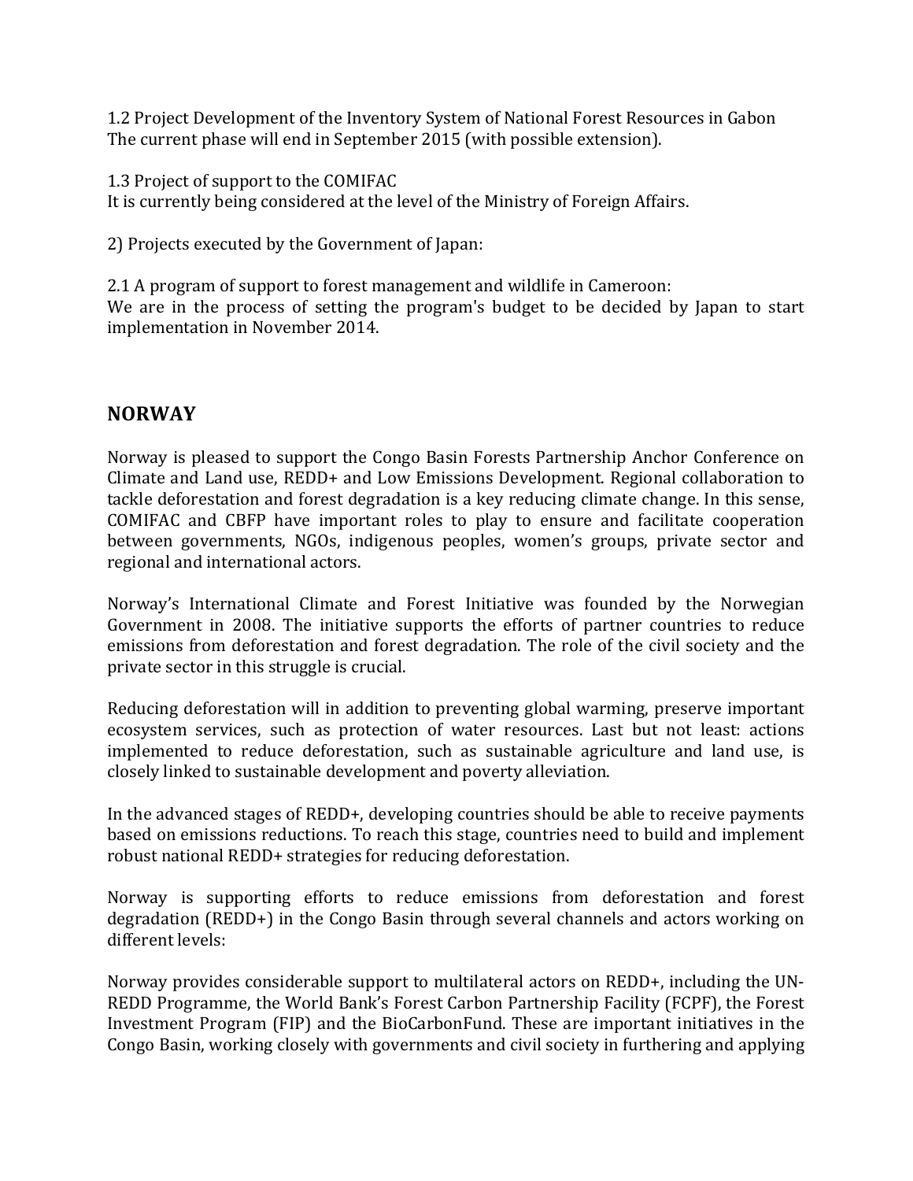1.2 Project Development of the Inventory System of National Forest Resources in Gabon
The current phase will end in September 2015 (with possible extension).

1.3 Project of support to the COMIFAC
It is currently being considered at the level of the Ministry of Foreign Affairs.

2) Projects executed by the Government of Japan:

2.1 A program of support to forest management and wildlife in Cameroon:
We are in the process of setting the program's budget to be decided by Japan to start implementation in November 2014.

## NORWAY

Norway is pleased to support the Congo Basin Forests Partnership Anchor Conference on Climate and Land use, REDD+ and Low Emissions Development. Regional collaboration to tackle deforestation and forest degradation is a key reducing climate change. In this sense, COMIFAC and CBFP have important roles to play to ensure and facilitate cooperation between governments, NGOs, indigenous peoples, women's groups, private sector and regional and international actors.

Norway's International Climate and Forest Initiative was founded by the Norwegian Government in 2008. The initiative supports the efforts of partner countries to reduce emissions from deforestation and forest degradation. The role of the civil society and the private sector in this struggle is crucial.

Reducing deforestation will in addition to preventing global warming, preserve important ecosystem services, such as protection of water resources. Last but not least: actions implemented to reduce deforestation, such as sustainable agriculture and land use, is closely linked to sustainable development and poverty alleviation.

In the advanced stages of REDD+, developing countries should be able to receive payments based on emissions reductions. To reach this stage, countries need to build and implement robust national REDD+ strategies for reducing deforestation.

Norway is supporting efforts to reduce emissions from deforestation and forest degradation (REDD+) in the Congo Basin through several channels and actors working on different levels:

Norway provides considerable support to multilateral actors on REDD+, including the UN-REDD Programme, the World Bank's Forest Carbon Partnership Facility (FCPF), the Forest Investment Program (FIP) and the BioCarbonFund. These are important initiatives in the Congo Basin, working closely with governments and civil society in furthering and applying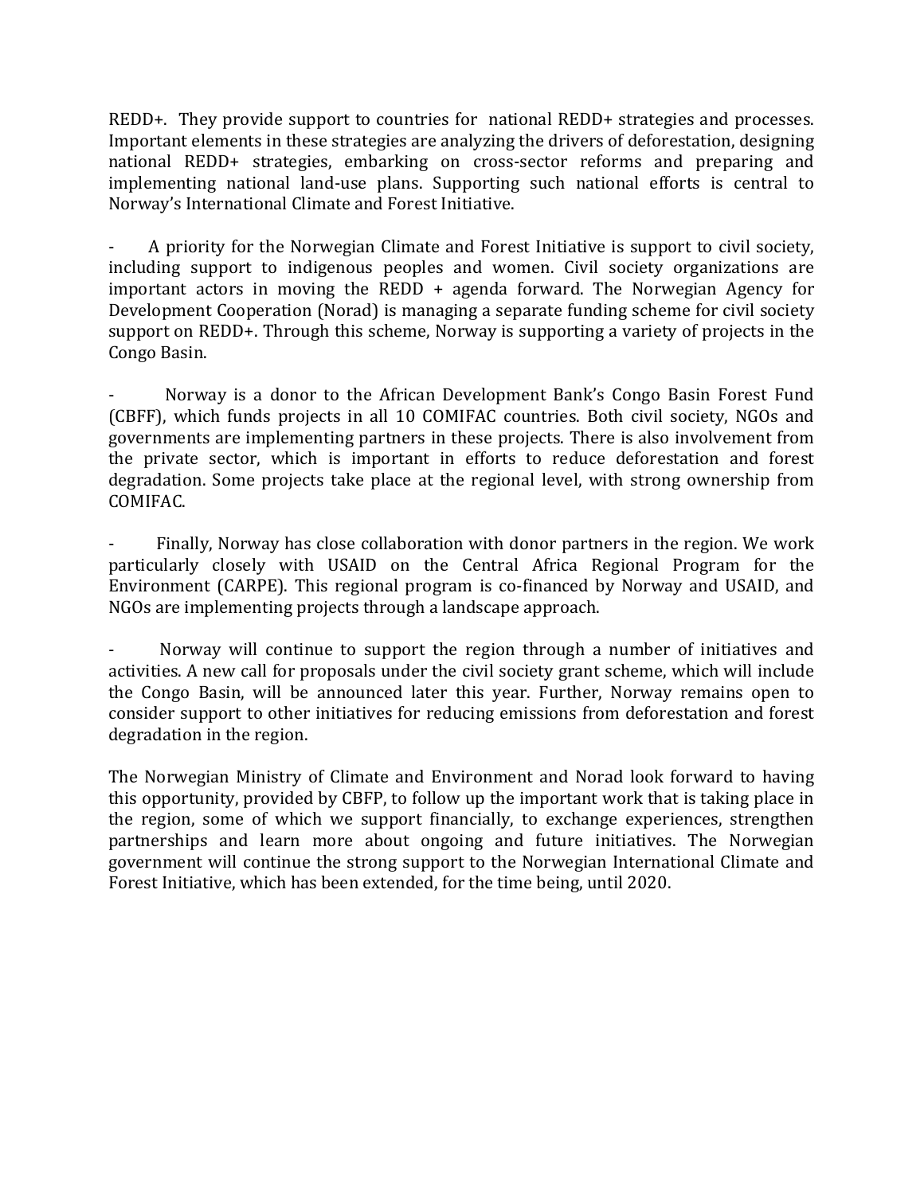REDD+. They provide support to countries for national REDD+ strategies and processes. Important elements in these strategies are analyzing the drivers of deforestation, designing national REDD+ strategies, embarking on cross-sector reforms and preparing and implementing national land-use plans. Supporting such national efforts is central to Norway's International Climate and Forest Initiative.

- A priority for the Norwegian Climate and Forest Initiative is support to civil society, including support to indigenous peoples and women. Civil society organizations are important actors in moving the REDD + agenda forward. The Norwegian Agency for Development Cooperation (Norad) is managing a separate funding scheme for civil society support on REDD+. Through this scheme, Norway is supporting a variety of projects in the Congo Basin.

- Norway is a donor to the African Development Bank's Congo Basin Forest Fund (CBFF), which funds projects in all 10 COMIFAC countries. Both civil society, NGOs and governments are implementing partners in these projects. There is also involvement from the private sector, which is important in efforts to reduce deforestation and forest degradation. Some projects take place at the regional level, with strong ownership from COMIFAC.

- Finally, Norway has close collaboration with donor partners in the region. We work particularly closely with USAID on the Central Africa Regional Program for the Environment (CARPE). This regional program is co-financed by Norway and USAID, and NGOs are implementing projects through a landscape approach.

- Norway will continue to support the region through a number of initiatives and activities. A new call for proposals under the civil society grant scheme, which will include the Congo Basin, will be announced later this year. Further, Norway remains open to consider support to other initiatives for reducing emissions from deforestation and forest degradation in the region.

The Norwegian Ministry of Climate and Environment and Norad look forward to having this opportunity, provided by CBFP, to follow up the important work that is taking place in the region, some of which we support financially, to exchange experiences, strengthen partnerships and learn more about ongoing and future initiatives. The Norwegian government will continue the strong support to the Norwegian International Climate and Forest Initiative, which has been extended, for the time being, until 2020.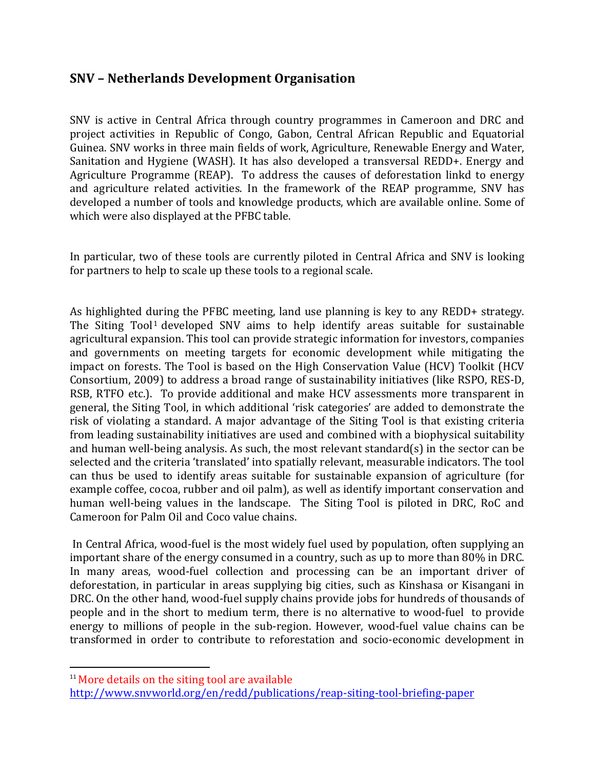## SNV – Netherlands Development Organisation

SNV is active in Central Africa through country programmes in Cameroon and DRC and project activities in Republic of Congo, Gabon, Central African Republic and Equatorial Guinea. SNV works in three main fields of work, Agriculture, Renewable Energy and Water, Sanitation and Hygiene (WASH). It has also developed a transversal REDD+. Energy and Agriculture Programme (REAP). To address the causes of deforestation linkd to energy and agriculture related activities. In the framework of the REAP programme, SNV has developed a number of tools and knowledge products, which are available online. Some of which were also displayed at the PFBC table.

In particular, two of these tools are currently piloted in Central Africa and SNV is looking for partners to help to scale up these tools to a regional scale.

As highlighted during the PFBC meeting, land use planning is key to any REDD+ strategy. The Siting Tool[1] developed SNV aims to help identify areas suitable for sustainable agricultural expansion. This tool can provide strategic information for investors, companies and governments on meeting targets for economic development while mitigating the impact on forests. The Tool is based on the High Conservation Value (HCV) Toolkit (HCV Consortium, 2009) to address a broad range of sustainability initiatives (like RSPO, RES-D, RSB, RTFO etc.). To provide additional and make HCV assessments more transparent in general, the Siting Tool, in which additional 'risk categories' are added to demonstrate the risk of violating a standard. A major advantage of the Siting Tool is that existing criteria from leading sustainability initiatives are used and combined with a biophysical suitability and human well-being analysis. As such, the most relevant standard(s) in the sector can be selected and the criteria 'translated' into spatially relevant, measurable indicators. The tool can thus be used to identify areas suitable for sustainable expansion of agriculture (for example coffee, cocoa, rubber and oil palm), as well as identify important conservation and human well-being values in the landscape. The Siting Tool is piloted in DRC, RoC and Cameroon for Palm Oil and Coco value chains.

In Central Africa, wood-fuel is the most widely fuel used by population, often supplying an important share of the energy consumed in a country, such as up to more than 80% in DRC. In many areas, wood-fuel collection and processing can be an important driver of deforestation, in particular in areas supplying big cities, such as Kinshasa or Kisangani in DRC. On the other hand, wood-fuel supply chains provide jobs for hundreds of thousands of people and in the short to medium term, there is no alternative to wood-fuel to provide energy to millions of people in the sub-region. However, wood-fuel value chains can be transformed in order to contribute to reforestation and socio-economic development in

---

[11] More details on the siting tool are available
http://www.snvworld.org/en/redd/publications/reap-siting-tool-briefing-paper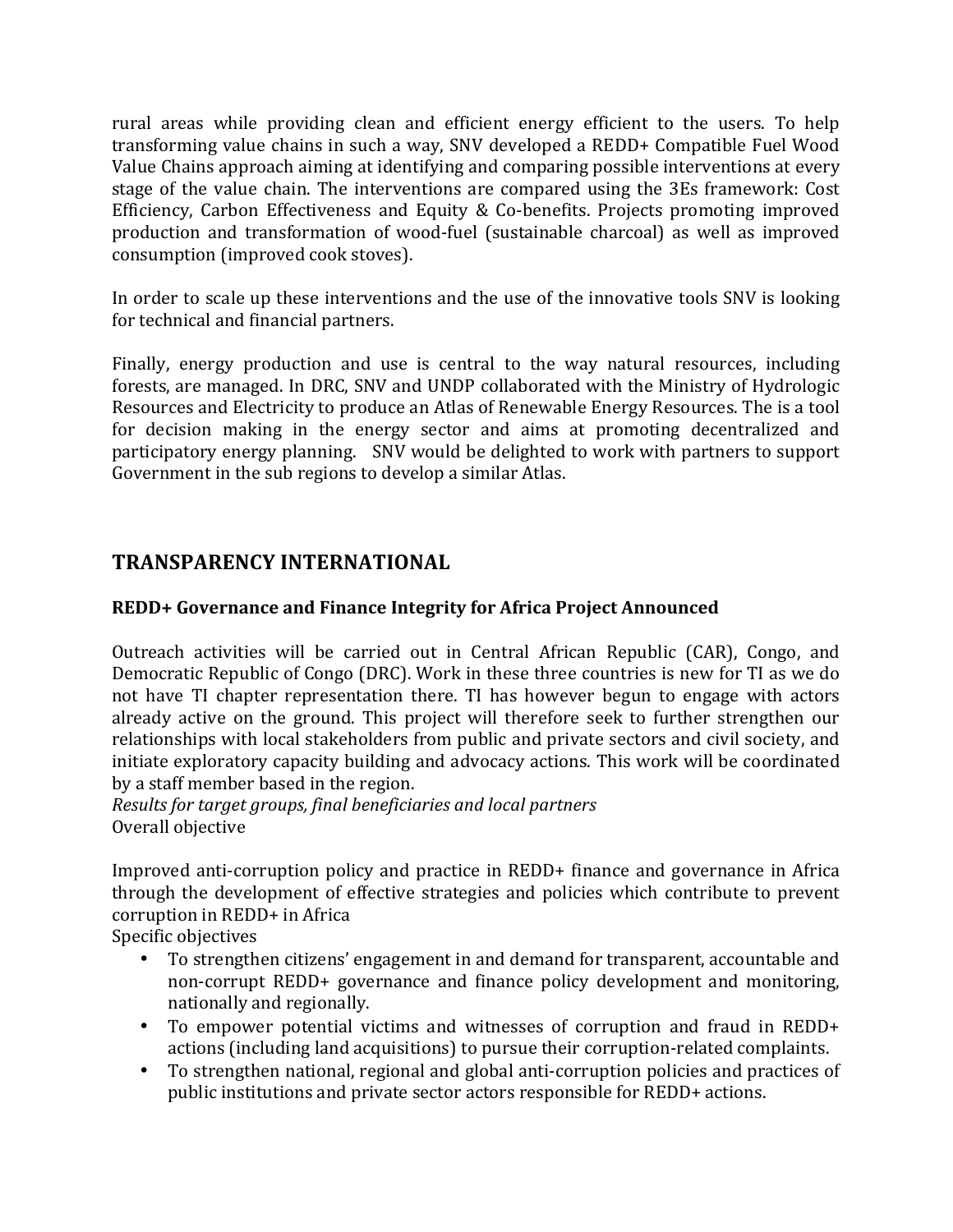rural areas while providing clean and efficient energy efficient to the users. To help transforming value chains in such a way, SNV developed a REDD+ Compatible Fuel Wood Value Chains approach aiming at identifying and comparing possible interventions at every stage of the value chain. The interventions are compared using the 3Es framework: Cost Efficiency, Carbon Effectiveness and Equity & Co-benefits. Projects promoting improved production and transformation of wood-fuel (sustainable charcoal) as well as improved consumption (improved cook stoves).

In order to scale up these interventions and the use of the innovative tools SNV is looking for technical and financial partners.

Finally, energy production and use is central to the way natural resources, including forests, are managed. In DRC, SNV and UNDP collaborated with the Ministry of Hydrologic Resources and Electricity to produce an Atlas of Renewable Energy Resources. The is a tool for decision making in the energy sector and aims at promoting decentralized and participatory energy planning. SNV would be delighted to work with partners to support Government in the sub regions to develop a similar Atlas.

## TRANSPARENCY INTERNATIONAL

**REDD+ Governance and Finance Integrity for Africa Project Announced**

Outreach activities will be carried out in Central African Republic (CAR), Congo, and Democratic Republic of Congo (DRC). Work in these three countries is new for TI as we do not have TI chapter representation there. TI has however begun to engage with actors already active on the ground. This project will therefore seek to further strengthen our relationships with local stakeholders from public and private sectors and civil society, and initiate exploratory capacity building and advocacy actions. This work will be coordinated by a staff member based in the region.

*Results for target groups, final beneficiaries and local partners*

Overall objective

Improved anti-corruption policy and practice in REDD+ finance and governance in Africa through the development of effective strategies and policies which contribute to prevent corruption in REDD+ in Africa

Specific objectives

- To strengthen citizens' engagement in and demand for transparent, accountable and non-corrupt REDD+ governance and finance policy development and monitoring, nationally and regionally.
- To empower potential victims and witnesses of corruption and fraud in REDD+ actions (including land acquisitions) to pursue their corruption-related complaints.
- To strengthen national, regional and global anti-corruption policies and practices of public institutions and private sector actors responsible for REDD+ actions.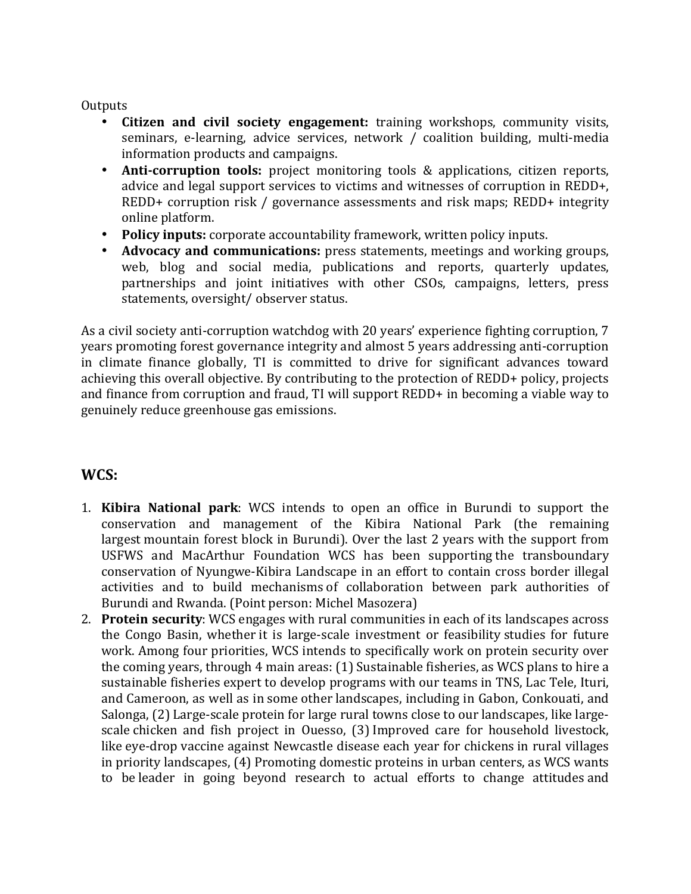Outputs

- **Citizen and civil society engagement:** training workshops, community visits, seminars, e-learning, advice services, network / coalition building, multi-media information products and campaigns.
- **Anti-corruption tools:** project monitoring tools & applications, citizen reports, advice and legal support services to victims and witnesses of corruption in REDD+, REDD+ corruption risk / governance assessments and risk maps; REDD+ integrity online platform.
- **Policy inputs:** corporate accountability framework, written policy inputs.
- **Advocacy and communications:** press statements, meetings and working groups, web, blog and social media, publications and reports, quarterly updates, partnerships and joint initiatives with other CSOs, campaigns, letters, press statements, oversight/ observer status.

As a civil society anti-corruption watchdog with 20 years' experience fighting corruption, 7 years promoting forest governance integrity and almost 5 years addressing anti-corruption in climate finance globally, TI is committed to drive for significant advances toward achieving this overall objective. By contributing to the protection of REDD+ policy, projects and finance from corruption and fraud, TI will support REDD+ in becoming a viable way to genuinely reduce greenhouse gas emissions.

## WCS:

1. **Kibira National park**: WCS intends to open an office in Burundi to support the conservation and management of the Kibira National Park (the remaining largest mountain forest block in Burundi). Over the last 2 years with the support from USFWS and MacArthur Foundation WCS has been supporting the transboundary conservation of Nyungwe-Kibira Landscape in an effort to contain cross border illegal activities and to build mechanisms of collaboration between park authorities of Burundi and Rwanda. (Point person: Michel Masozera)
2. **Protein security**: WCS engages with rural communities in each of its landscapes across the Congo Basin, whether it is large-scale investment or feasibility studies for future work. Among four priorities, WCS intends to specifically work on protein security over the coming years, through 4 main areas: (1) Sustainable fisheries, as WCS plans to hire a sustainable fisheries expert to develop programs with our teams in TNS, Lac Tele, Ituri, and Cameroon, as well as in some other landscapes, including in Gabon, Conkouati, and Salonga, (2) Large-scale protein for large rural towns close to our landscapes, like large-scale chicken and fish project in Ouesso, (3) Improved care for household livestock, like eye-drop vaccine against Newcastle disease each year for chickens in rural villages in priority landscapes, (4) Promoting domestic proteins in urban centers, as WCS wants to be leader in going beyond research to actual efforts to change attitudes and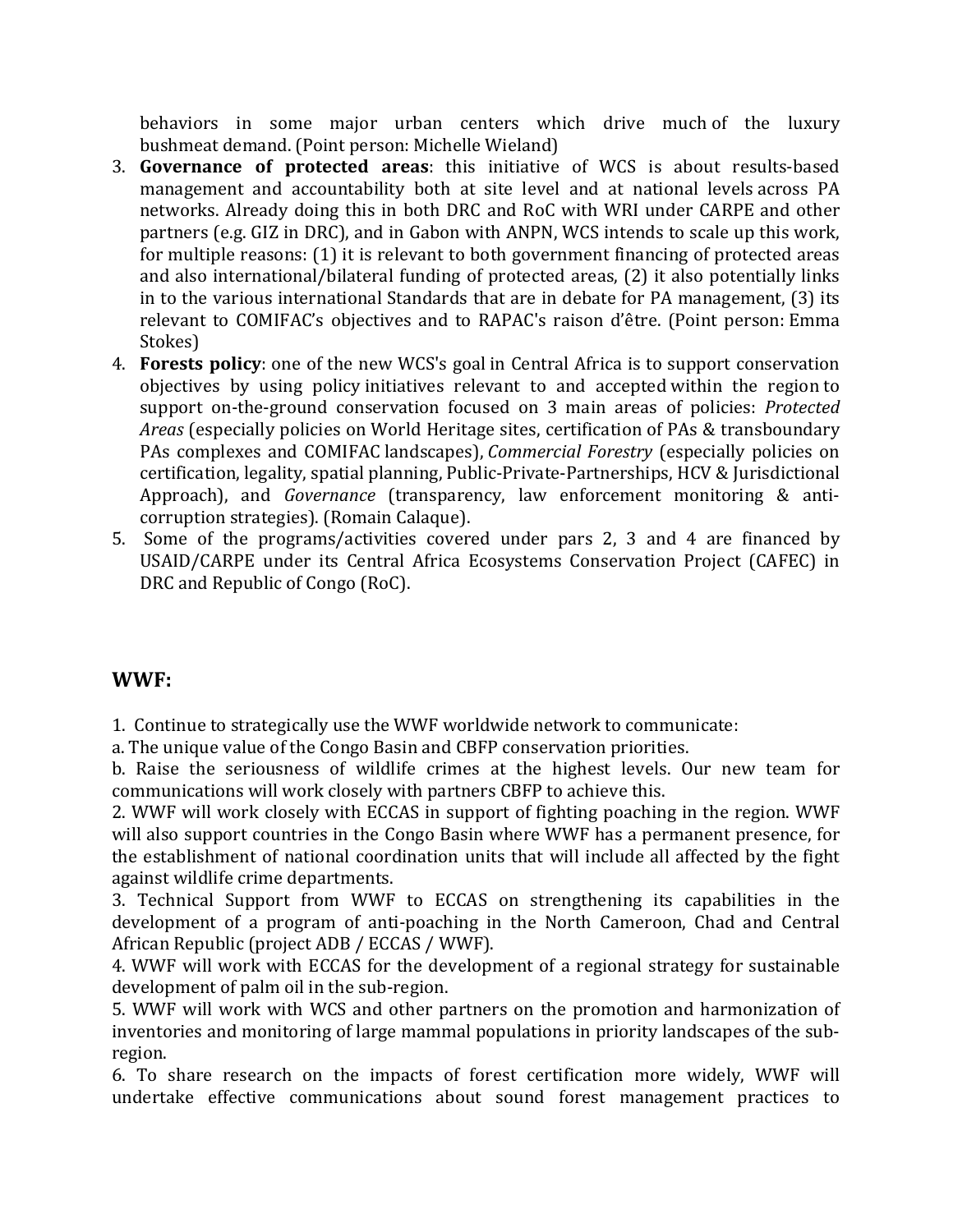behaviors in some major urban centers which drive much of the luxury bushmeat demand. (Point person: Michelle Wieland)

3. **Governance of protected areas**: this initiative of WCS is about results-based management and accountability both at site level and at national levels across PA networks. Already doing this in both DRC and RoC with WRI under CARPE and other partners (e.g. GIZ in DRC), and in Gabon with ANPN, WCS intends to scale up this work, for multiple reasons: (1) it is relevant to both government financing of protected areas and also international/bilateral funding of protected areas, (2) it also potentially links in to the various international Standards that are in debate for PA management, (3) its relevant to COMIFAC's objectives and to RAPAC's raison d'être. (Point person: Emma Stokes)
4. **Forests policy**: one of the new WCS's goal in Central Africa is to support conservation objectives by using policy initiatives relevant to and accepted within the region to support on-the-ground conservation focused on 3 main areas of policies: *Protected Areas* (especially policies on World Heritage sites, certification of PAs & transboundary PAs complexes and COMIFAC landscapes), *Commercial Forestry* (especially policies on certification, legality, spatial planning, Public-Private-Partnerships, HCV & Jurisdictional Approach), and *Governance* (transparency, law enforcement monitoring & anti-corruption strategies). (Romain Calaque).
5. Some of the programs/activities covered under pars 2, 3 and 4 are financed by USAID/CARPE under its Central Africa Ecosystems Conservation Project (CAFEC) in DRC and Republic of Congo (RoC).

## WWF:

1. Continue to strategically use the WWF worldwide network to communicate:

a. The unique value of the Congo Basin and CBFP conservation priorities.

b. Raise the seriousness of wildlife crimes at the highest levels. Our new team for communications will work closely with partners CBFP to achieve this.

2. WWF will work closely with ECCAS in support of fighting poaching in the region. WWF will also support countries in the Congo Basin where WWF has a permanent presence, for the establishment of national coordination units that will include all affected by the fight against wildlife crime departments.

3. Technical Support from WWF to ECCAS on strengthening its capabilities in the development of a program of anti-poaching in the North Cameroon, Chad and Central African Republic (project ADB / ECCAS / WWF).

4. WWF will work with ECCAS for the development of a regional strategy for sustainable development of palm oil in the sub-region.

5. WWF will work with WCS and other partners on the promotion and harmonization of inventories and monitoring of large mammal populations in priority landscapes of the sub-region.

6. To share research on the impacts of forest certification more widely, WWF will undertake effective communications about sound forest management practices to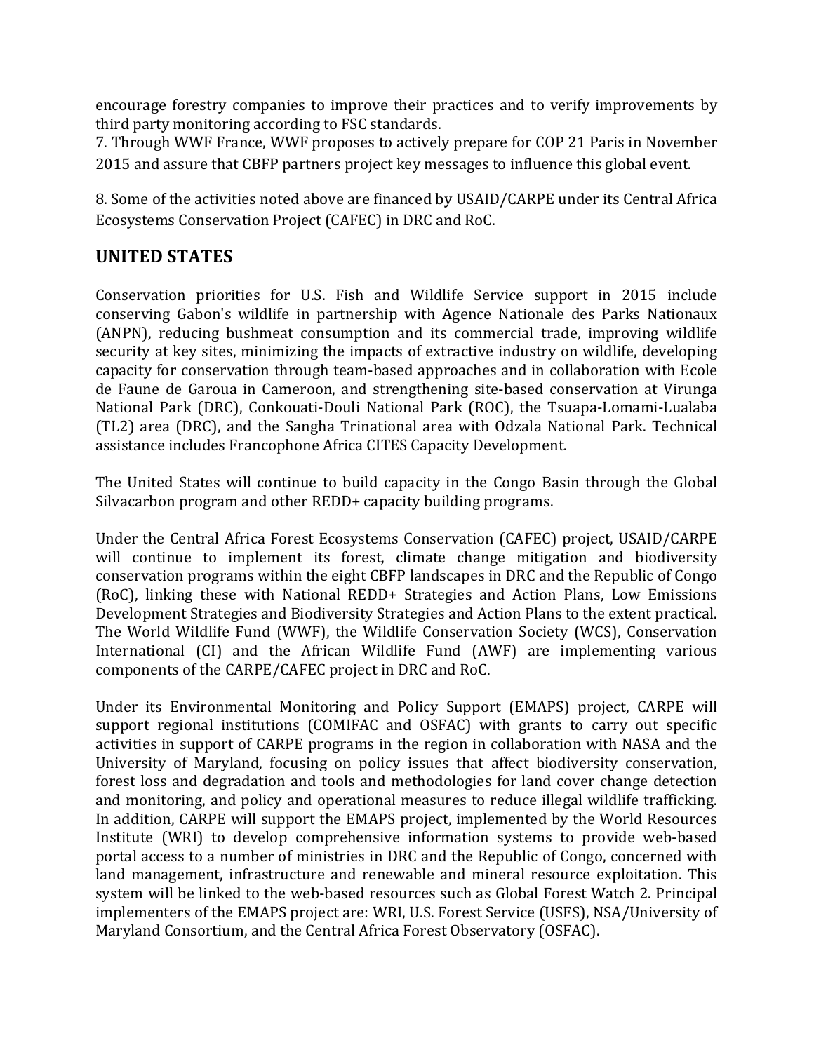encourage forestry companies to improve their practices and to verify improvements by third party monitoring according to FSC standards.

7. Through WWF France, WWF proposes to actively prepare for COP 21 Paris in November 2015 and assure that CBFP partners project key messages to influence this global event.

8. Some of the activities noted above are financed by USAID/CARPE under its Central Africa Ecosystems Conservation Project (CAFEC) in DRC and RoC.

## UNITED STATES

Conservation priorities for U.S. Fish and Wildlife Service support in 2015 include conserving Gabon's wildlife in partnership with Agence Nationale des Parks Nationaux (ANPN), reducing bushmeat consumption and its commercial trade, improving wildlife security at key sites, minimizing the impacts of extractive industry on wildlife, developing capacity for conservation through team-based approaches and in collaboration with Ecole de Faune de Garoua in Cameroon, and strengthening site-based conservation at Virunga National Park (DRC), Conkouati-Douli National Park (ROC), the Tsuapa-Lomami-Lualaba (TL2) area (DRC), and the Sangha Trinational area with Odzala National Park. Technical assistance includes Francophone Africa CITES Capacity Development.

The United States will continue to build capacity in the Congo Basin through the Global Silvacarbon program and other REDD+ capacity building programs.

Under the Central Africa Forest Ecosystems Conservation (CAFEC) project, USAID/CARPE will continue to implement its forest, climate change mitigation and biodiversity conservation programs within the eight CBFP landscapes in DRC and the Republic of Congo (RoC), linking these with National REDD+ Strategies and Action Plans, Low Emissions Development Strategies and Biodiversity Strategies and Action Plans to the extent practical. The World Wildlife Fund (WWF), the Wildlife Conservation Society (WCS), Conservation International (CI) and the African Wildlife Fund (AWF) are implementing various components of the CARPE/CAFEC project in DRC and RoC.

Under its Environmental Monitoring and Policy Support (EMAPS) project, CARPE will support regional institutions (COMIFAC and OSFAC) with grants to carry out specific activities in support of CARPE programs in the region in collaboration with NASA and the University of Maryland, focusing on policy issues that affect biodiversity conservation, forest loss and degradation and tools and methodologies for land cover change detection and monitoring, and policy and operational measures to reduce illegal wildlife trafficking. In addition, CARPE will support the EMAPS project, implemented by the World Resources Institute (WRI) to develop comprehensive information systems to provide web-based portal access to a number of ministries in DRC and the Republic of Congo, concerned with land management, infrastructure and renewable and mineral resource exploitation. This system will be linked to the web-based resources such as Global Forest Watch 2. Principal implementers of the EMAPS project are: WRI, U.S. Forest Service (USFS), NSA/University of Maryland Consortium, and the Central Africa Forest Observatory (OSFAC).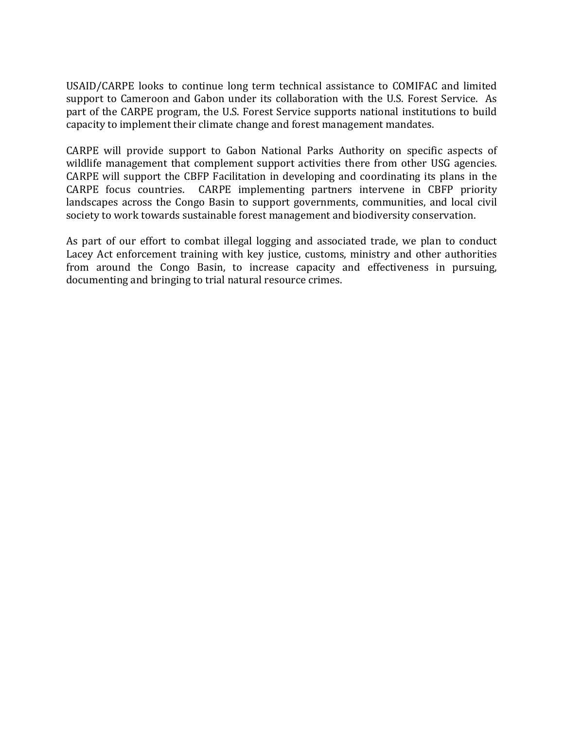USAID/CARPE looks to continue long term technical assistance to COMIFAC and limited support to Cameroon and Gabon under its collaboration with the U.S. Forest Service. As part of the CARPE program, the U.S. Forest Service supports national institutions to build capacity to implement their climate change and forest management mandates.

CARPE will provide support to Gabon National Parks Authority on specific aspects of wildlife management that complement support activities there from other USG agencies. CARPE will support the CBFP Facilitation in developing and coordinating its plans in the CARPE focus countries. CARPE implementing partners intervene in CBFP priority landscapes across the Congo Basin to support governments, communities, and local civil society to work towards sustainable forest management and biodiversity conservation.

As part of our effort to combat illegal logging and associated trade, we plan to conduct Lacey Act enforcement training with key justice, customs, ministry and other authorities from around the Congo Basin, to increase capacity and effectiveness in pursuing, documenting and bringing to trial natural resource crimes.